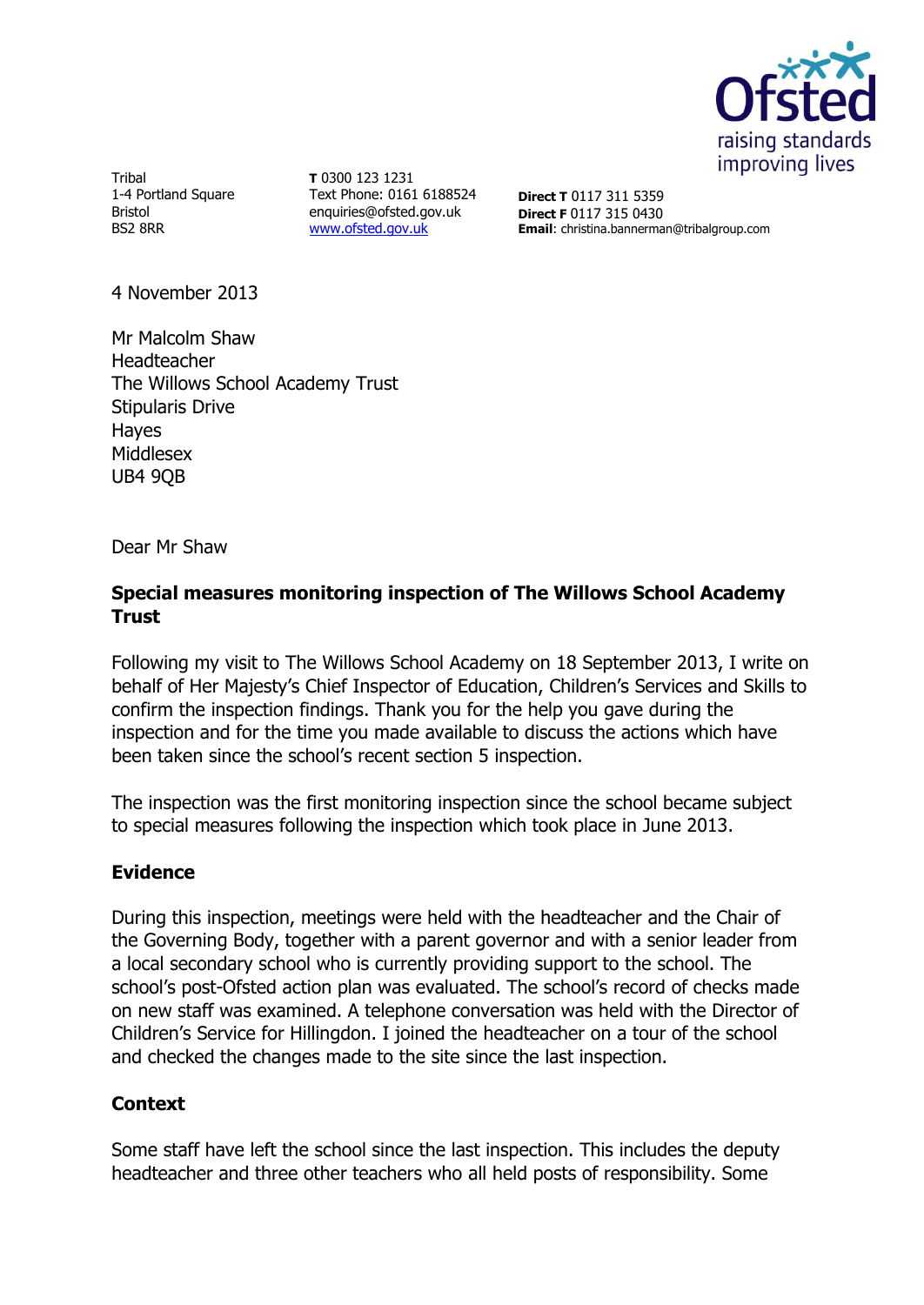Tribal
1-4 Portland Square
Bristol
BS2 8RR

**T** 0300 123 1231
Text Phone: 0161 6188524
enquiries@ofsted.gov.uk
www.ofsted.gov.uk

**Direct T** 0117 311 5359
**Direct F** 0117 315 0430
**Email**: christina.bannerman@tribalgroup.com

4 November 2013

Mr Malcolm Shaw
Headteacher
The Willows School Academy Trust
Stipularis Drive
Hayes
Middlesex
UB4 9QB

Dear Mr Shaw

**Special measures monitoring inspection of The Willows School Academy Trust**

Following my visit to The Willows School Academy on 18 September 2013, I write on behalf of Her Majesty's Chief Inspector of Education, Children's Services and Skills to confirm the inspection findings. Thank you for the help you gave during the inspection and for the time you made available to discuss the actions which have been taken since the school's recent section 5 inspection.

The inspection was the first monitoring inspection since the school became subject to special measures following the inspection which took place in June 2013.

**Evidence**

During this inspection, meetings were held with the headteacher and the Chair of the Governing Body, together with a parent governor and with a senior leader from a local secondary school who is currently providing support to the school. The school's post-Ofsted action plan was evaluated. The school's record of checks made on new staff was examined. A telephone conversation was held with the Director of Children's Service for Hillingdon. I joined the headteacher on a tour of the school and checked the changes made to the site since the last inspection.

**Context**

Some staff have left the school since the last inspection. This includes the deputy headteacher and three other teachers who all held posts of responsibility. Some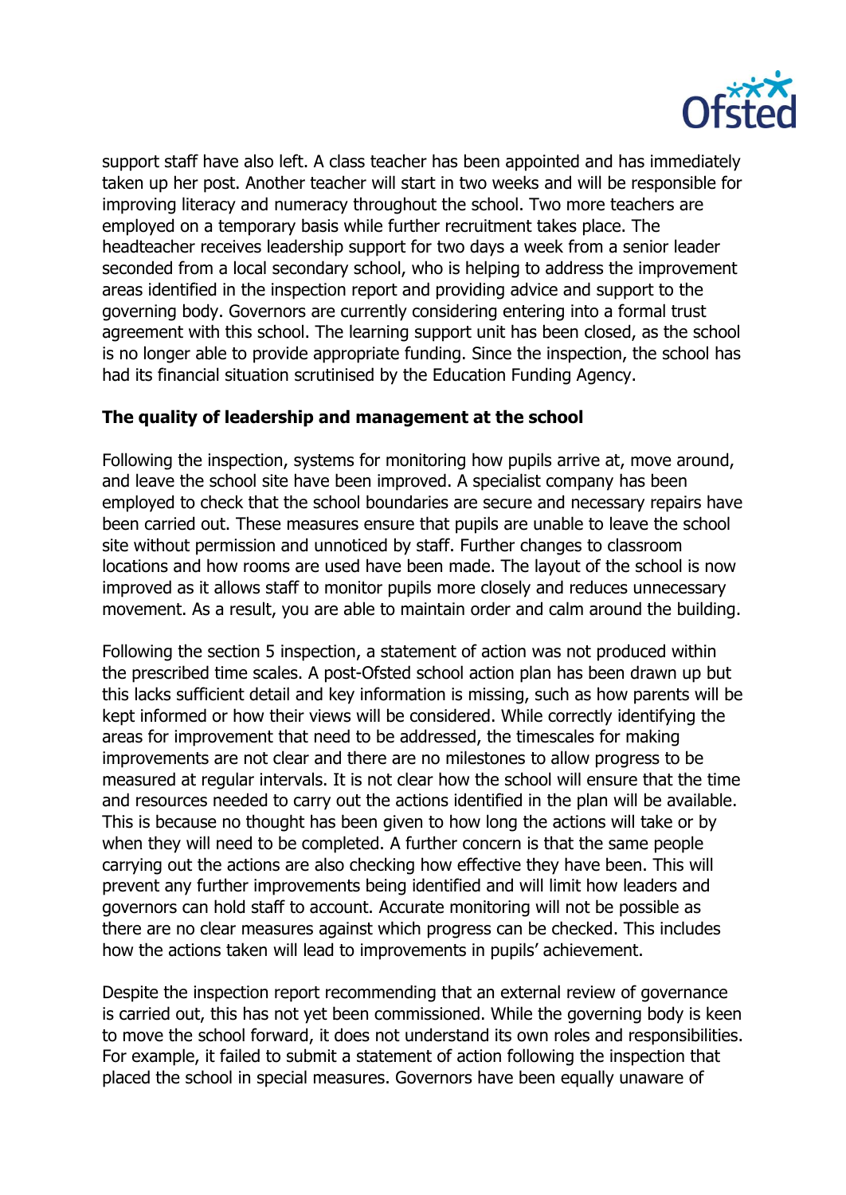support staff have also left. A class teacher has been appointed and has immediately taken up her post. Another teacher will start in two weeks and will be responsible for improving literacy and numeracy throughout the school. Two more teachers are employed on a temporary basis while further recruitment takes place. The headteacher receives leadership support for two days a week from a senior leader seconded from a local secondary school, who is helping to address the improvement areas identified in the inspection report and providing advice and support to the governing body. Governors are currently considering entering into a formal trust agreement with this school. The learning support unit has been closed, as the school is no longer able to provide appropriate funding. Since the inspection, the school has had its financial situation scrutinised by the Education Funding Agency.

**The quality of leadership and management at the school**

Following the inspection, systems for monitoring how pupils arrive at, move around, and leave the school site have been improved. A specialist company has been employed to check that the school boundaries are secure and necessary repairs have been carried out. These measures ensure that pupils are unable to leave the school site without permission and unnoticed by staff. Further changes to classroom locations and how rooms are used have been made. The layout of the school is now improved as it allows staff to monitor pupils more closely and reduces unnecessary movement. As a result, you are able to maintain order and calm around the building.

Following the section 5 inspection, a statement of action was not produced within the prescribed time scales. A post-Ofsted school action plan has been drawn up but this lacks sufficient detail and key information is missing, such as how parents will be kept informed or how their views will be considered. While correctly identifying the areas for improvement that need to be addressed, the timescales for making improvements are not clear and there are no milestones to allow progress to be measured at regular intervals. It is not clear how the school will ensure that the time and resources needed to carry out the actions identified in the plan will be available. This is because no thought has been given to how long the actions will take or by when they will need to be completed. A further concern is that the same people carrying out the actions are also checking how effective they have been. This will prevent any further improvements being identified and will limit how leaders and governors can hold staff to account. Accurate monitoring will not be possible as there are no clear measures against which progress can be checked. This includes how the actions taken will lead to improvements in pupils' achievement.

Despite the inspection report recommending that an external review of governance is carried out, this has not yet been commissioned. While the governing body is keen to move the school forward, it does not understand its own roles and responsibilities. For example, it failed to submit a statement of action following the inspection that placed the school in special measures. Governors have been equally unaware of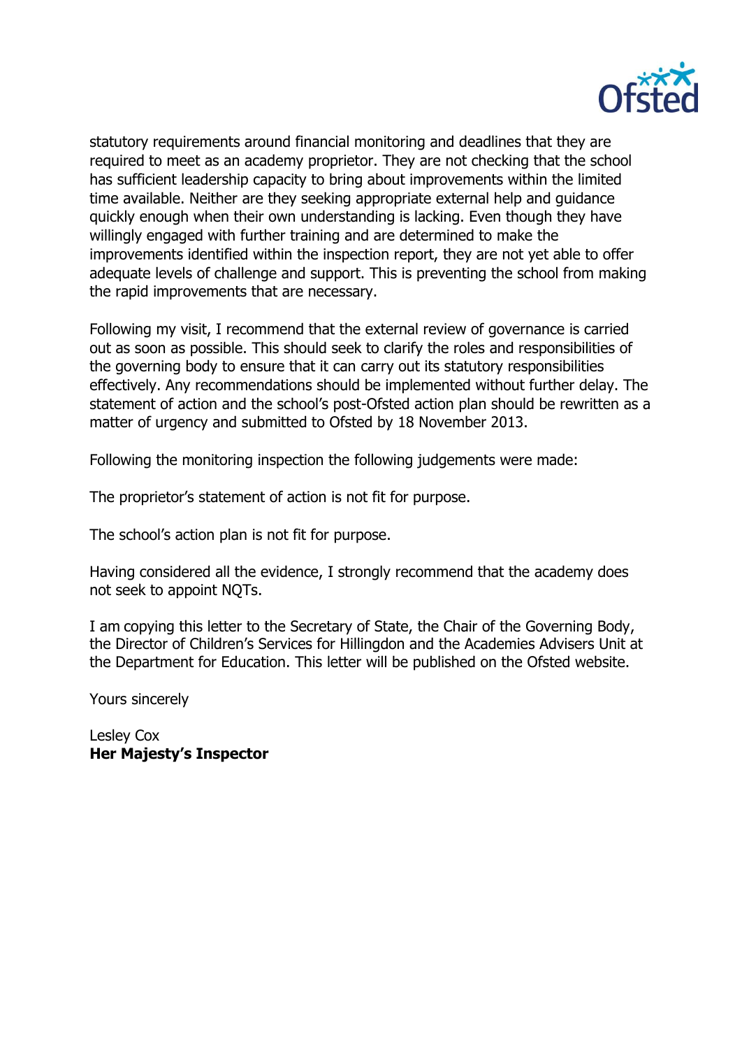statutory requirements around financial monitoring and deadlines that they are required to meet as an academy proprietor. They are not checking that the school has sufficient leadership capacity to bring about improvements within the limited time available. Neither are they seeking appropriate external help and guidance quickly enough when their own understanding is lacking. Even though they have willingly engaged with further training and are determined to make the improvements identified within the inspection report, they are not yet able to offer adequate levels of challenge and support. This is preventing the school from making the rapid improvements that are necessary.

Following my visit, I recommend that the external review of governance is carried out as soon as possible. This should seek to clarify the roles and responsibilities of the governing body to ensure that it can carry out its statutory responsibilities effectively. Any recommendations should be implemented without further delay. The statement of action and the school's post-Ofsted action plan should be rewritten as a matter of urgency and submitted to Ofsted by 18 November 2013.

Following the monitoring inspection the following judgements were made:

The proprietor's statement of action is not fit for purpose.

The school's action plan is not fit for purpose.

Having considered all the evidence, I strongly recommend that the academy does not seek to appoint NQTs.

I am copying this letter to the Secretary of State, the Chair of the Governing Body, the Director of Children's Services for Hillingdon and the Academies Advisers Unit at the Department for Education. This letter will be published on the Ofsted website.

Yours sincerely

Lesley Cox
**Her Majesty's Inspector**